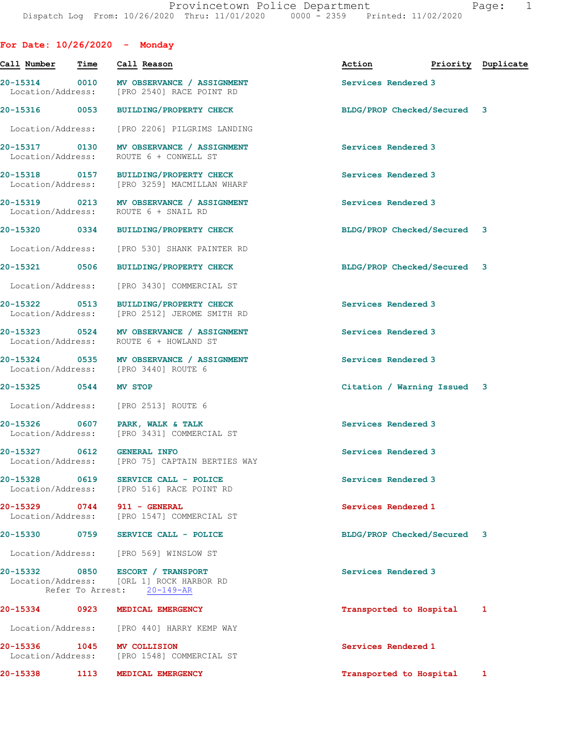Dispatch Log From: 10/26/2020 Thru: 11/01/2020 0000 - 2359 Printed: 11/02/2020

## For Date: 10/26/2020 - Monday

| Call Number | Time | Call Reason | Action | Priority | Duplicate |
|---|---|---|---|---|---|
| 20-15314 | 0010 | MV OBSERVANCE / ASSIGNMENT<br>Location/Address: [PRO 2540] RACE POINT RD | Services Rendered | 3 | |
| 20-15316 | 0053 | BUILDING/PROPERTY CHECK<br>Location/Address: [PRO 2206] PILGRIMS LANDING | BLDG/PROP Checked/Secured | 3 | |
| 20-15317 | 0130 | MV OBSERVANCE / ASSIGNMENT<br>Location/Address: ROUTE 6 + CONWELL ST | Services Rendered | 3 | |
| 20-15318 | 0157 | BUILDING/PROPERTY CHECK<br>Location/Address: [PRO 3259] MACMILLAN WHARF | Services Rendered | 3 | |
| 20-15319 | 0213 | MV OBSERVANCE / ASSIGNMENT<br>Location/Address: ROUTE 6 + SNAIL RD | Services Rendered | 3 | |
| 20-15320 | 0334 | BUILDING/PROPERTY CHECK<br>Location/Address: [PRO 530] SHANK PAINTER RD | BLDG/PROP Checked/Secured | 3 | |
| 20-15321 | 0506 | BUILDING/PROPERTY CHECK<br>Location/Address: [PRO 3430] COMMERCIAL ST | BLDG/PROP Checked/Secured | 3 | |
| 20-15322 | 0513 | BUILDING/PROPERTY CHECK<br>Location/Address: [PRO 2512] JEROME SMITH RD | Services Rendered | 3 | |
| 20-15323 | 0524 | MV OBSERVANCE / ASSIGNMENT<br>Location/Address: ROUTE 6 + HOWLAND ST | Services Rendered | 3 | |
| 20-15324 | 0535 | MV OBSERVANCE / ASSIGNMENT<br>Location/Address: [PRO 3440] ROUTE 6 | Services Rendered | 3 | |
| 20-15325 | 0544 | MV STOP<br>Location/Address: [PRO 2513] ROUTE 6 | Citation / Warning Issued | 3 | |
| 20-15326 | 0607 | PARK, WALK & TALK<br>Location/Address: [PRO 3431] COMMERCIAL ST | Services Rendered | 3 | |
| 20-15327 | 0612 | GENERAL INFO<br>Location/Address: [PRO 75] CAPTAIN BERTIES WAY | Services Rendered | 3 | |
| 20-15328 | 0619 | SERVICE CALL - POLICE<br>Location/Address: [PRO 516] RACE POINT RD | Services Rendered | 3 | |
| 20-15329 | 0744 | 911 - GENERAL<br>Location/Address: [PRO 1547] COMMERCIAL ST | Services Rendered | 1 | |
| 20-15330 | 0759 | SERVICE CALL - POLICE<br>Location/Address: [PRO 569] WINSLOW ST | BLDG/PROP Checked/Secured | 3 | |
| 20-15332 | 0850 | ESCORT / TRANSPORT<br>Location/Address: [ORL 1] ROCK HARBOR RD<br>Refer To Arrest: 20-149-AR | Services Rendered | 3 | |
| 20-15334 | 0923 | MEDICAL EMERGENCY<br>Location/Address: [PRO 440] HARRY KEMP WAY | Transported to Hospital | 1 | |
| 20-15336 | 1045 | MV COLLISION<br>Location/Address: [PRO 1548] COMMERCIAL ST | Services Rendered | 1 | |
| 20-15338 | 1113 | MEDICAL EMERGENCY | Transported to Hospital | 1 | |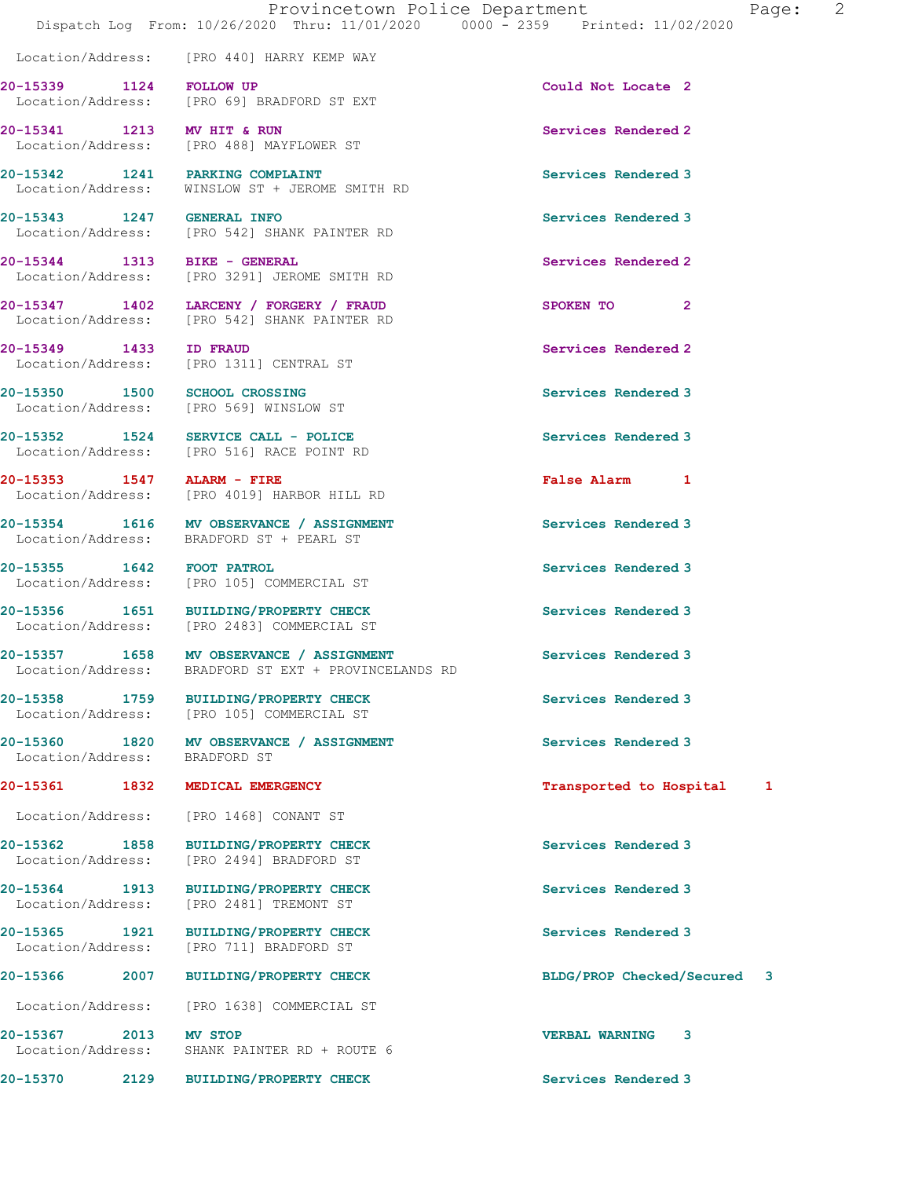Location/Address: [PRO 440] HARRY KEMP WAY

20-15339 1124 FOLLOW UP Could Not Locate 2
Location/Address: [PRO 69] BRADFORD ST EXT

20-15341 1213 MV HIT & RUN Services Rendered 2
Location/Address: [PRO 488] MAYFLOWER ST

20-15342 1241 PARKING COMPLAINT Services Rendered 3
Location/Address: WINSLOW ST + JEROME SMITH RD

20-15343 1247 GENERAL INFO Services Rendered 3
Location/Address: [PRO 542] SHANK PAINTER RD

20-15344 1313 BIKE - GENERAL Services Rendered 2
Location/Address: [PRO 3291] JEROME SMITH RD

20-15347 1402 LARCENY / FORGERY / FRAUD SPOKEN TO 2
Location/Address: [PRO 542] SHANK PAINTER RD

20-15349 1433 ID FRAUD Services Rendered 2
Location/Address: [PRO 1311] CENTRAL ST

20-15350 1500 SCHOOL CROSSING Services Rendered 3
Location/Address: [PRO 569] WINSLOW ST

20-15352 1524 SERVICE CALL - POLICE Services Rendered 3
Location/Address: [PRO 516] RACE POINT RD

20-15353 1547 ALARM - FIRE False Alarm 1
Location/Address: [PRO 4019] HARBOR HILL RD

20-15354 1616 MV OBSERVANCE / ASSIGNMENT Services Rendered 3
Location/Address: BRADFORD ST + PEARL ST

20-15355 1642 FOOT PATROL Services Rendered 3
Location/Address: [PRO 105] COMMERCIAL ST

20-15356 1651 BUILDING/PROPERTY CHECK Services Rendered 3
Location/Address: [PRO 2483] COMMERCIAL ST

20-15357 1658 MV OBSERVANCE / ASSIGNMENT Services Rendered 3
Location/Address: BRADFORD ST EXT + PROVINCELANDS RD

20-15358 1759 BUILDING/PROPERTY CHECK Services Rendered 3
Location/Address: [PRO 105] COMMERCIAL ST

20-15360 1820 MV OBSERVANCE / ASSIGNMENT Services Rendered 3
Location/Address: BRADFORD ST

20-15361 1832 MEDICAL EMERGENCY Transported to Hospital 1
Location/Address: [PRO 1468] CONANT ST

20-15362 1858 BUILDING/PROPERTY CHECK Services Rendered 3
Location/Address: [PRO 2494] BRADFORD ST

20-15364 1913 BUILDING/PROPERTY CHECK Services Rendered 3
Location/Address: [PRO 2481] TREMONT ST

20-15365 1921 BUILDING/PROPERTY CHECK Services Rendered 3
Location/Address: [PRO 711] BRADFORD ST

20-15366 2007 BUILDING/PROPERTY CHECK BLDG/PROP Checked/Secured 3
Location/Address: [PRO 1638] COMMERCIAL ST

20-15367 2013 MV STOP VERBAL WARNING 3
Location/Address: SHANK PAINTER RD + ROUTE 6

20-15370 2129 BUILDING/PROPERTY CHECK Services Rendered 3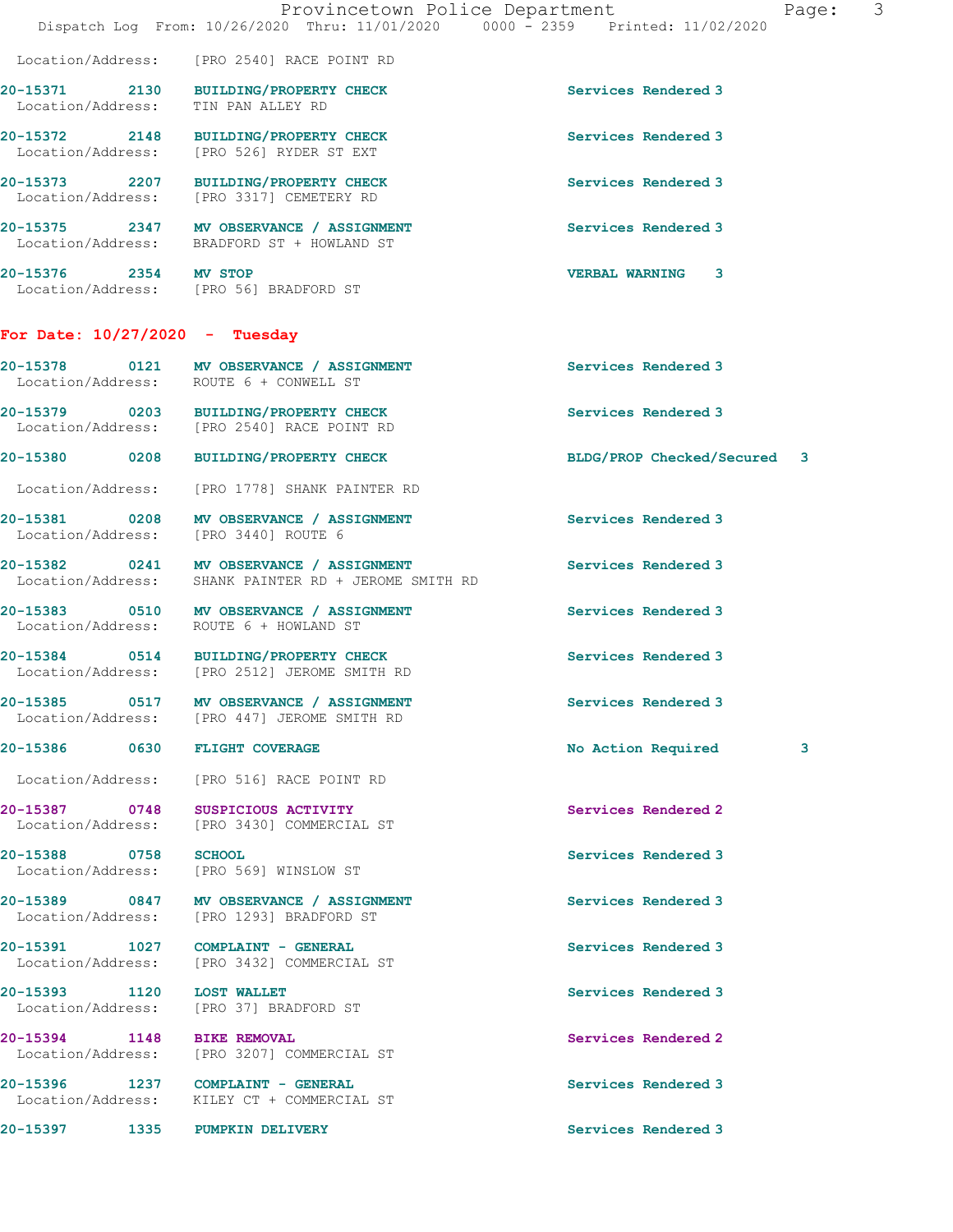Location/Address: [PRO 2540] RACE POINT RD

**20-15371 2130 BUILDING/PROPERTY CHECK** Services Rendered 3
Location/Address: TIN PAN ALLEY RD

**20-15372 2148 BUILDING/PROPERTY CHECK** Services Rendered 3
Location/Address: [PRO 526] RYDER ST EXT

**20-15373 2207 BUILDING/PROPERTY CHECK** Services Rendered 3
Location/Address: [PRO 3317] CEMETERY RD

**20-15375 2347 MV OBSERVANCE / ASSIGNMENT** Services Rendered 3
Location/Address: BRADFORD ST + HOWLAND ST

**20-15376 2354 MV STOP** VERBAL WARNING 3
Location/Address: [PRO 56] BRADFORD ST

## For Date: 10/27/2020 - Tuesday

**20-15378 0121 MV OBSERVANCE / ASSIGNMENT** Services Rendered 3
Location/Address: ROUTE 6 + CONWELL ST

**20-15379 0203 BUILDING/PROPERTY CHECK** Services Rendered 3
Location/Address: [PRO 2540] RACE POINT RD

**20-15380 0208 BUILDING/PROPERTY CHECK** BLDG/PROP Checked/Secured 3
Location/Address: [PRO 1778] SHANK PAINTER RD

**20-15381 0208 MV OBSERVANCE / ASSIGNMENT** Services Rendered 3
Location/Address: [PRO 3440] ROUTE 6

**20-15382 0241 MV OBSERVANCE / ASSIGNMENT** Services Rendered 3
Location/Address: SHANK PAINTER RD + JEROME SMITH RD

**20-15383 0510 MV OBSERVANCE / ASSIGNMENT** Services Rendered 3
Location/Address: ROUTE 6 + HOWLAND ST

**20-15384 0514 BUILDING/PROPERTY CHECK** Services Rendered 3
Location/Address: [PRO 2512] JEROME SMITH RD

**20-15385 0517 MV OBSERVANCE / ASSIGNMENT** Services Rendered 3
Location/Address: [PRO 447] JEROME SMITH RD

**20-15386 0630 FLIGHT COVERAGE** No Action Required 3
Location/Address: [PRO 516] RACE POINT RD

**20-15387 0748 SUSPICIOUS ACTIVITY** Services Rendered 2
Location/Address: [PRO 3430] COMMERCIAL ST

**20-15388 0758 SCHOOL** Services Rendered 3
Location/Address: [PRO 569] WINSLOW ST

**20-15389 0847 MV OBSERVANCE / ASSIGNMENT** Services Rendered 3
Location/Address: [PRO 1293] BRADFORD ST

**20-15391 1027 COMPLAINT - GENERAL** Services Rendered 3
Location/Address: [PRO 3432] COMMERCIAL ST

**20-15393 1120 LOST WALLET** Services Rendered 3
Location/Address: [PRO 37] BRADFORD ST

**20-15394 1148 BIKE REMOVAL** Services Rendered 2
Location/Address: [PRO 3207] COMMERCIAL ST

**20-15396 1237 COMPLAINT - GENERAL** Services Rendered 3
Location/Address: KILEY CT + COMMERCIAL ST

**20-15397 1335 PUMPKIN DELIVERY** Services Rendered 3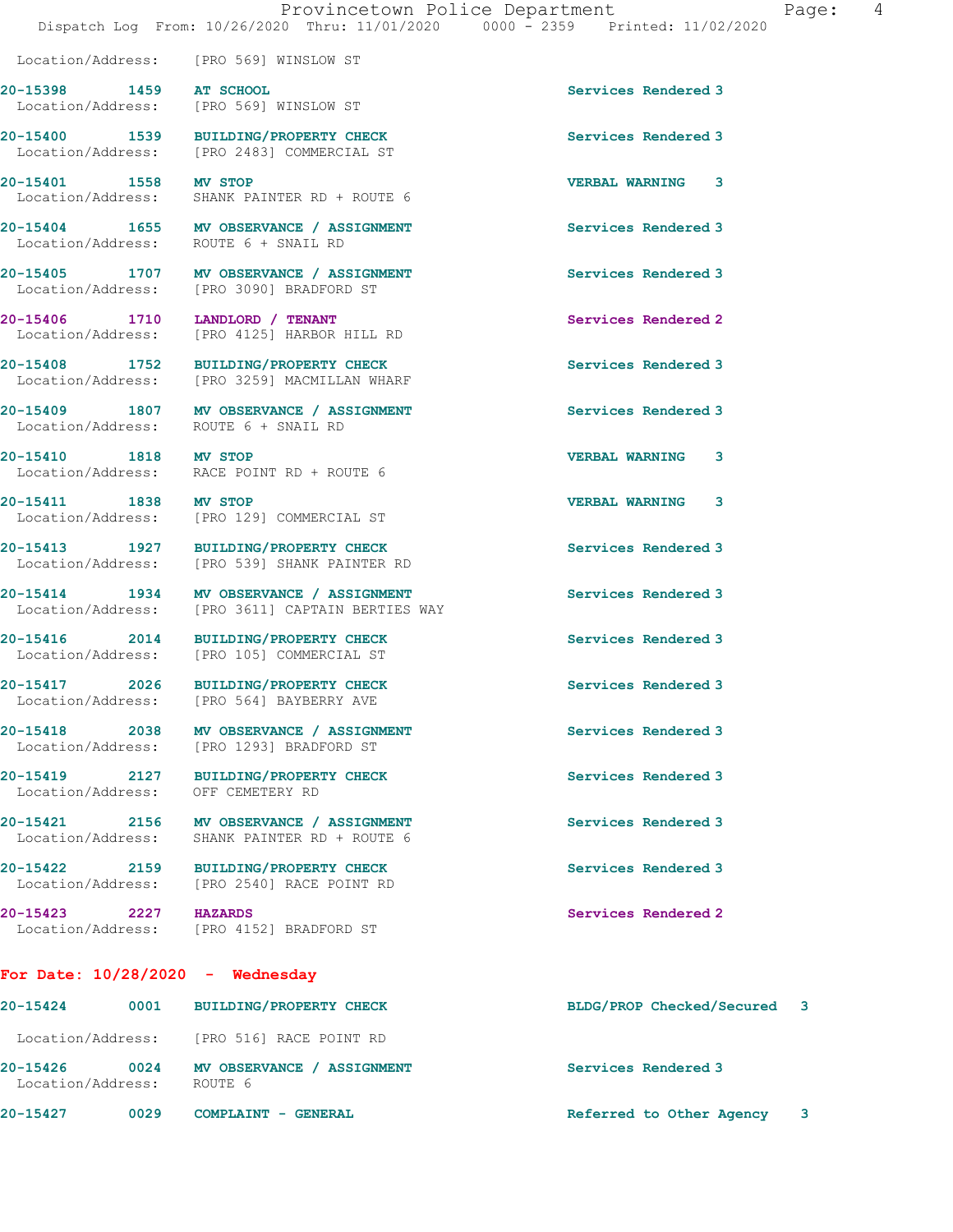Location/Address: [PRO 569] WINSLOW ST

20-15398 1459 **AT SCHOOL** Services Rendered 3
Location/Address: [PRO 569] WINSLOW ST

20-15400 1539 **BUILDING/PROPERTY CHECK** Services Rendered 3
Location/Address: [PRO 2483] COMMERCIAL ST

20-15401 1558 **MV STOP** VERBAL WARNING 3
Location/Address: SHANK PAINTER RD + ROUTE 6

20-15404 1655 **MV OBSERVANCE / ASSIGNMENT** Services Rendered 3
Location/Address: ROUTE 6 + SNAIL RD

20-15405 1707 **MV OBSERVANCE / ASSIGNMENT** Services Rendered 3
Location/Address: [PRO 3090] BRADFORD ST

20-15406 1710 **LANDLORD / TENANT** Services Rendered 2
Location/Address: [PRO 4125] HARBOR HILL RD

20-15408 1752 **BUILDING/PROPERTY CHECK** Services Rendered 3
Location/Address: [PRO 3259] MACMILLAN WHARF

20-15409 1807 **MV OBSERVANCE / ASSIGNMENT** Services Rendered 3
Location/Address: ROUTE 6 + SNAIL RD

20-15410 1818 **MV STOP** VERBAL WARNING 3
Location/Address: RACE POINT RD + ROUTE 6

20-15411 1838 **MV STOP** VERBAL WARNING 3
Location/Address: [PRO 129] COMMERCIAL ST

20-15413 1927 **BUILDING/PROPERTY CHECK** Services Rendered 3
Location/Address: [PRO 539] SHANK PAINTER RD

20-15414 1934 **MV OBSERVANCE / ASSIGNMENT** Services Rendered 3
Location/Address: [PRO 3611] CAPTAIN BERTIES WAY

20-15416 2014 **BUILDING/PROPERTY CHECK** Services Rendered 3
Location/Address: [PRO 105] COMMERCIAL ST

20-15417 2026 **BUILDING/PROPERTY CHECK** Services Rendered 3
Location/Address: [PRO 564] BAYBERRY AVE

20-15418 2038 **MV OBSERVANCE / ASSIGNMENT** Services Rendered 3
Location/Address: [PRO 1293] BRADFORD ST

20-15419 2127 **BUILDING/PROPERTY CHECK** Services Rendered 3
Location/Address: OFF CEMETERY RD

20-15421 2156 **MV OBSERVANCE / ASSIGNMENT** Services Rendered 3
Location/Address: SHANK PAINTER RD + ROUTE 6

20-15422 2159 **BUILDING/PROPERTY CHECK** Services Rendered 3
Location/Address: [PRO 2540] RACE POINT RD

20-15423 2227 **HAZARDS** Services Rendered 2
Location/Address: [PRO 4152] BRADFORD ST

## For Date: 10/28/2020 - Wednesday

20-15424 0001 **BUILDING/PROPERTY CHECK** BLDG/PROP Checked/Secured 3
Location/Address: [PRO 516] RACE POINT RD

20-15426 0024 **MV OBSERVANCE / ASSIGNMENT** Services Rendered 3
Location/Address: ROUTE 6

20-15427 0029 **COMPLAINT - GENERAL** Referred to Other Agency 3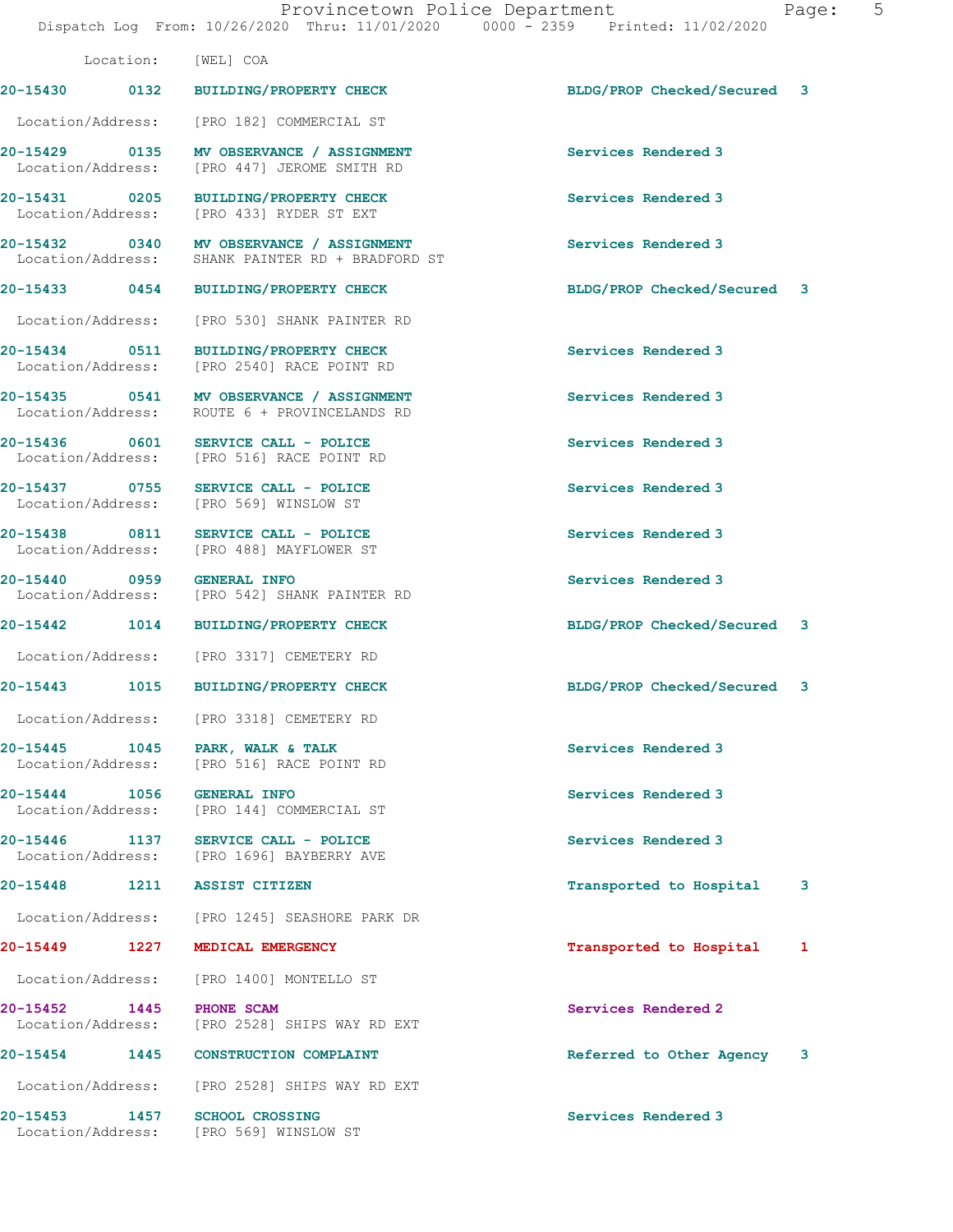Location: [WEL] COA

**20-15430 0132 BUILDING/PROPERTY CHECK** BLDG/PROP Checked/Secured 3

Location/Address: [PRO 182] COMMERCIAL ST

**20-15429 0135 MV OBSERVANCE / ASSIGNMENT** Services Rendered 3
Location/Address: [PRO 447] JEROME SMITH RD

**20-15431 0205 BUILDING/PROPERTY CHECK** Services Rendered 3
Location/Address: [PRO 433] RYDER ST EXT

**20-15432 0340 MV OBSERVANCE / ASSIGNMENT** Services Rendered 3
Location/Address: SHANK PAINTER RD + BRADFORD ST

**20-15433 0454 BUILDING/PROPERTY CHECK** BLDG/PROP Checked/Secured 3

Location/Address: [PRO 530] SHANK PAINTER RD

**20-15434 0511 BUILDING/PROPERTY CHECK** Services Rendered 3
Location/Address: [PRO 2540] RACE POINT RD

**20-15435 0541 MV OBSERVANCE / ASSIGNMENT** Services Rendered 3
Location/Address: ROUTE 6 + PROVINCELANDS RD

**20-15436 0601 SERVICE CALL - POLICE** Services Rendered 3
Location/Address: [PRO 516] RACE POINT RD

**20-15437 0755 SERVICE CALL - POLICE** Services Rendered 3
Location/Address: [PRO 569] WINSLOW ST

**20-15438 0811 SERVICE CALL - POLICE** Services Rendered 3
Location/Address: [PRO 488] MAYFLOWER ST

**20-15440 0959 GENERAL INFO** Services Rendered 3
Location/Address: [PRO 542] SHANK PAINTER RD

**20-15442 1014 BUILDING/PROPERTY CHECK** BLDG/PROP Checked/Secured 3

Location/Address: [PRO 3317] CEMETERY RD

**20-15443 1015 BUILDING/PROPERTY CHECK** BLDG/PROP Checked/Secured 3

Location/Address: [PRO 3318] CEMETERY RD

**20-15445 1045 PARK, WALK & TALK** Services Rendered 3
Location/Address: [PRO 516] RACE POINT RD

**20-15444 1056 GENERAL INFO** Services Rendered 3
Location/Address: [PRO 144] COMMERCIAL ST

**20-15446 1137 SERVICE CALL - POLICE** Services Rendered 3
Location/Address: [PRO 1696] BAYBERRY AVE

**20-15448 1211 ASSIST CITIZEN** Transported to Hospital 3

Location/Address: [PRO 1245] SEASHORE PARK DR

**20-15449 1227 MEDICAL EMERGENCY** Transported to Hospital 1

Location/Address: [PRO 1400] MONTELLO ST

**20-15452 1445 PHONE SCAM** Services Rendered 2
Location/Address: [PRO 2528] SHIPS WAY RD EXT

**20-15454 1445 CONSTRUCTION COMPLAINT** Referred to Other Agency 3

Location/Address: [PRO 2528] SHIPS WAY RD EXT

**20-15453 1457 SCHOOL CROSSING** Services Rendered 3
Location/Address: [PRO 569] WINSLOW ST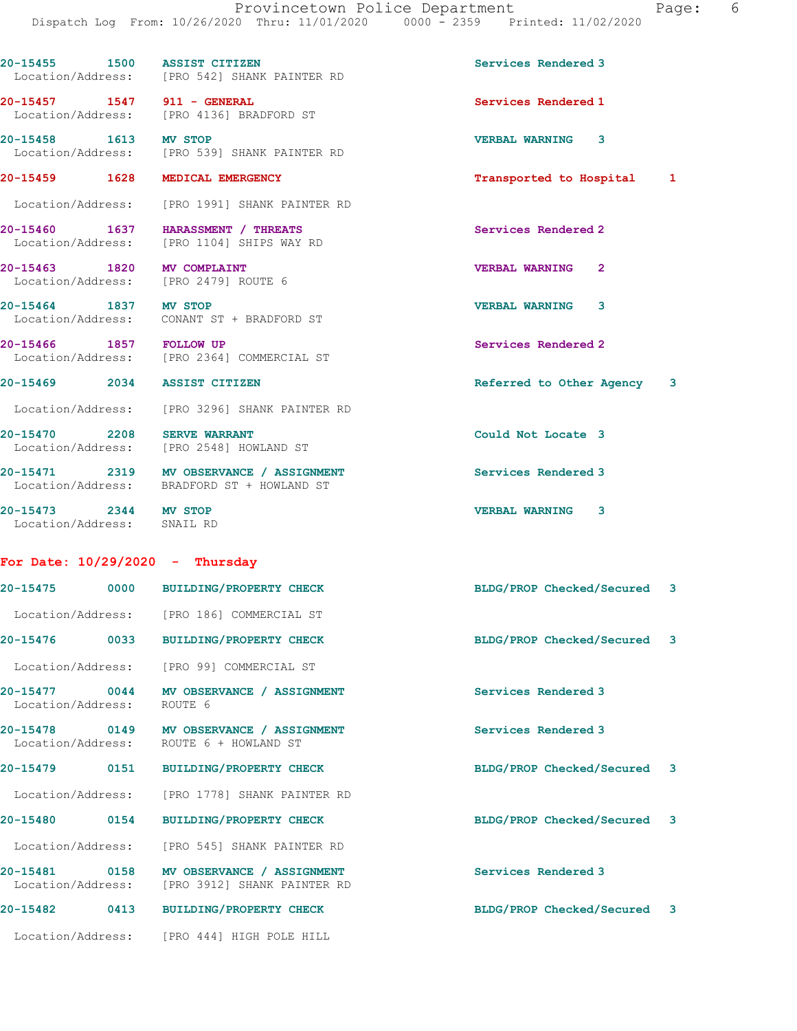20-15455 1500 **ASSIST CITIZEN** Services Rendered 3
Location/Address: [PRO 542] SHANK PAINTER RD

20-15457 1547 **911 - GENERAL** Services Rendered 1
Location/Address: [PRO 4136] BRADFORD ST

20-15458 1613 **MV STOP** VERBAL WARNING 3
Location/Address: [PRO 539] SHANK PAINTER RD

20-15459 1628 **MEDICAL EMERGENCY** Transported to Hospital 1
Location/Address: [PRO 1991] SHANK PAINTER RD

20-15460 1637 **HARASSMENT / THREATS** Services Rendered 2
Location/Address: [PRO 1104] SHIPS WAY RD

20-15463 1820 **MV COMPLAINT** VERBAL WARNING 2
Location/Address: [PRO 2479] ROUTE 6

20-15464 1837 **MV STOP** VERBAL WARNING 3
Location/Address: CONANT ST + BRADFORD ST

20-15466 1857 **FOLLOW UP** Services Rendered 2
Location/Address: [PRO 2364] COMMERCIAL ST

20-15469 2034 **ASSIST CITIZEN** Referred to Other Agency 3
Location/Address: [PRO 3296] SHANK PAINTER RD

20-15470 2208 **SERVE WARRANT** Could Not Locate 3
Location/Address: [PRO 2548] HOWLAND ST

20-15471 2319 **MV OBSERVANCE / ASSIGNMENT** Services Rendered 3
Location/Address: BRADFORD ST + HOWLAND ST

20-15473 2344 **MV STOP** VERBAL WARNING 3
Location/Address: SNAIL RD

## For Date: 10/29/2020 - Thursday

20-15475 0000 **BUILDING/PROPERTY CHECK** BLDG/PROP Checked/Secured 3
Location/Address: [PRO 186] COMMERCIAL ST

20-15476 0033 **BUILDING/PROPERTY CHECK** BLDG/PROP Checked/Secured 3
Location/Address: [PRO 99] COMMERCIAL ST

20-15477 0044 **MV OBSERVANCE / ASSIGNMENT** Services Rendered 3
Location/Address: ROUTE 6

20-15478 0149 **MV OBSERVANCE / ASSIGNMENT** Services Rendered 3
Location/Address: ROUTE 6 + HOWLAND ST

20-15479 0151 **BUILDING/PROPERTY CHECK** BLDG/PROP Checked/Secured 3
Location/Address: [PRO 1778] SHANK PAINTER RD

20-15480 0154 **BUILDING/PROPERTY CHECK** BLDG/PROP Checked/Secured 3
Location/Address: [PRO 545] SHANK PAINTER RD

20-15481 0158 **MV OBSERVANCE / ASSIGNMENT** Services Rendered 3
Location/Address: [PRO 3912] SHANK PAINTER RD

20-15482 0413 **BUILDING/PROPERTY CHECK** BLDG/PROP Checked/Secured 3
Location/Address: [PRO 444] HIGH POLE HILL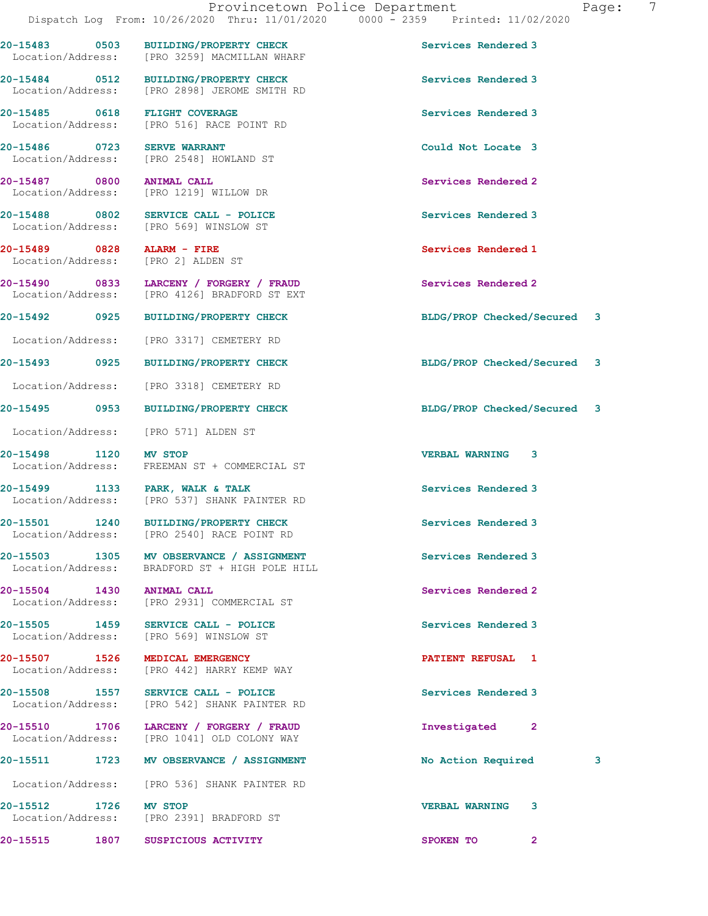20-15483 0503 **BUILDING/PROPERTY CHECK** Services Rendered 3
Location/Address: [PRO 3259] MACMILLAN WHARF

20-15484 0512 **BUILDING/PROPERTY CHECK** Services Rendered 3
Location/Address: [PRO 2898] JEROME SMITH RD

20-15485 0618 **FLIGHT COVERAGE** Services Rendered 3
Location/Address: [PRO 516] RACE POINT RD

20-15486 0723 **SERVE WARRANT** Could Not Locate 3
Location/Address: [PRO 2548] HOWLAND ST

20-15487 0800 **ANIMAL CALL** Services Rendered 2
Location/Address: [PRO 1219] WILLOW DR

20-15488 0802 **SERVICE CALL - POLICE** Services Rendered 3
Location/Address: [PRO 569] WINSLOW ST

20-15489 0828 **ALARM - FIRE** Services Rendered 1
Location/Address: [PRO 2] ALDEN ST

20-15490 0833 **LARCENY / FORGERY / FRAUD** Services Rendered 2
Location/Address: [PRO 4126] BRADFORD ST EXT

20-15492 0925 **BUILDING/PROPERTY CHECK** BLDG/PROP Checked/Secured 3
Location/Address: [PRO 3317] CEMETERY RD

20-15493 0925 **BUILDING/PROPERTY CHECK** BLDG/PROP Checked/Secured 3
Location/Address: [PRO 3318] CEMETERY RD

20-15495 0953 **BUILDING/PROPERTY CHECK** BLDG/PROP Checked/Secured 3
Location/Address: [PRO 571] ALDEN ST

20-15498 1120 **MV STOP** VERBAL WARNING 3
Location/Address: FREEMAN ST + COMMERCIAL ST

20-15499 1133 **PARK, WALK & TALK** Services Rendered 3
Location/Address: [PRO 537] SHANK PAINTER RD

20-15501 1240 **BUILDING/PROPERTY CHECK** Services Rendered 3
Location/Address: [PRO 2540] RACE POINT RD

20-15503 1305 **MV OBSERVANCE / ASSIGNMENT** Services Rendered 3
Location/Address: BRADFORD ST + HIGH POLE HILL

20-15504 1430 **ANIMAL CALL** Services Rendered 2
Location/Address: [PRO 2931] COMMERCIAL ST

20-15505 1459 **SERVICE CALL - POLICE** Services Rendered 3
Location/Address: [PRO 569] WINSLOW ST

20-15507 1526 **MEDICAL EMERGENCY** PATIENT REFUSAL 1
Location/Address: [PRO 442] HARRY KEMP WAY

20-15508 1557 **SERVICE CALL - POLICE** Services Rendered 3
Location/Address: [PRO 542] SHANK PAINTER RD

20-15510 1706 **LARCENY / FORGERY / FRAUD** Investigated 2
Location/Address: [PRO 1041] OLD COLONY WAY

20-15511 1723 **MV OBSERVANCE / ASSIGNMENT** No Action Required 3
Location/Address: [PRO 536] SHANK PAINTER RD

20-15512 1726 **MV STOP** VERBAL WARNING 3
Location/Address: [PRO 2391] BRADFORD ST

20-15515 1807 **SUSPICIOUS ACTIVITY** SPOKEN TO 2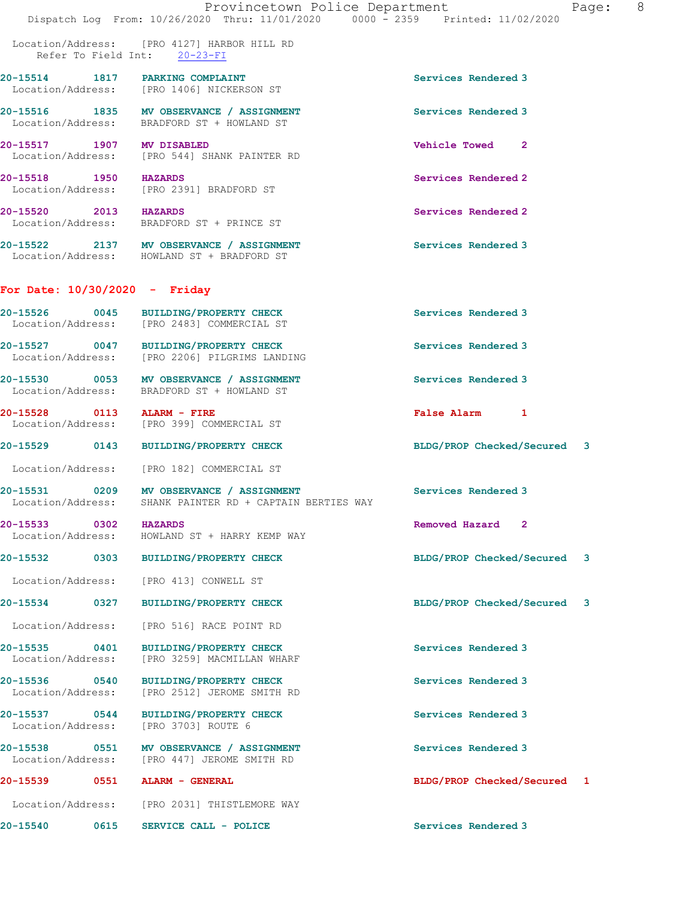Location/Address: [PRO 4127] HARBOR HILL RD
Refer To Field Int: 20-23-FI

20-15514 1817 PARKING COMPLAINT Services Rendered 3
Location/Address: [PRO 1406] NICKERSON ST

20-15516 1835 MV OBSERVANCE / ASSIGNMENT Services Rendered 3
Location/Address: BRADFORD ST + HOWLAND ST

20-15517 1907 MV DISABLED Vehicle Towed 2
Location/Address: [PRO 544] SHANK PAINTER RD

20-15518 1950 HAZARDS Services Rendered 2
Location/Address: [PRO 2391] BRADFORD ST

20-15520 2013 HAZARDS Services Rendered 2
Location/Address: BRADFORD ST + PRINCE ST

20-15522 2137 MV OBSERVANCE / ASSIGNMENT Services Rendered 3
Location/Address: HOWLAND ST + BRADFORD ST

## For Date: 10/30/2020 - Friday

20-15526 0045 BUILDING/PROPERTY CHECK Services Rendered 3
Location/Address: [PRO 2483] COMMERCIAL ST

20-15527 0047 BUILDING/PROPERTY CHECK Services Rendered 3
Location/Address: [PRO 2206] PILGRIMS LANDING

20-15530 0053 MV OBSERVANCE / ASSIGNMENT Services Rendered 3
Location/Address: BRADFORD ST + HOWLAND ST

20-15528 0113 ALARM - FIRE False Alarm 1
Location/Address: [PRO 399] COMMERCIAL ST

20-15529 0143 BUILDING/PROPERTY CHECK BLDG/PROP Checked/Secured 3
Location/Address: [PRO 182] COMMERCIAL ST

20-15531 0209 MV OBSERVANCE / ASSIGNMENT Services Rendered 3
Location/Address: SHANK PAINTER RD + CAPTAIN BERTIES WAY

20-15533 0302 HAZARDS Removed Hazard 2
Location/Address: HOWLAND ST + HARRY KEMP WAY

20-15532 0303 BUILDING/PROPERTY CHECK BLDG/PROP Checked/Secured 3
Location/Address: [PRO 413] CONWELL ST

20-15534 0327 BUILDING/PROPERTY CHECK BLDG/PROP Checked/Secured 3
Location/Address: [PRO 516] RACE POINT RD

20-15535 0401 BUILDING/PROPERTY CHECK Services Rendered 3
Location/Address: [PRO 3259] MACMILLAN WHARF

20-15536 0540 BUILDING/PROPERTY CHECK Services Rendered 3
Location/Address: [PRO 2512] JEROME SMITH RD

20-15537 0544 BUILDING/PROPERTY CHECK Services Rendered 3
Location/Address: [PRO 3703] ROUTE 6

20-15538 0551 MV OBSERVANCE / ASSIGNMENT Services Rendered 3
Location/Address: [PRO 447] JEROME SMITH RD

20-15539 0551 ALARM - GENERAL BLDG/PROP Checked/Secured 1
Location/Address: [PRO 2031] THISTLEMORE WAY

20-15540 0615 SERVICE CALL - POLICE Services Rendered 3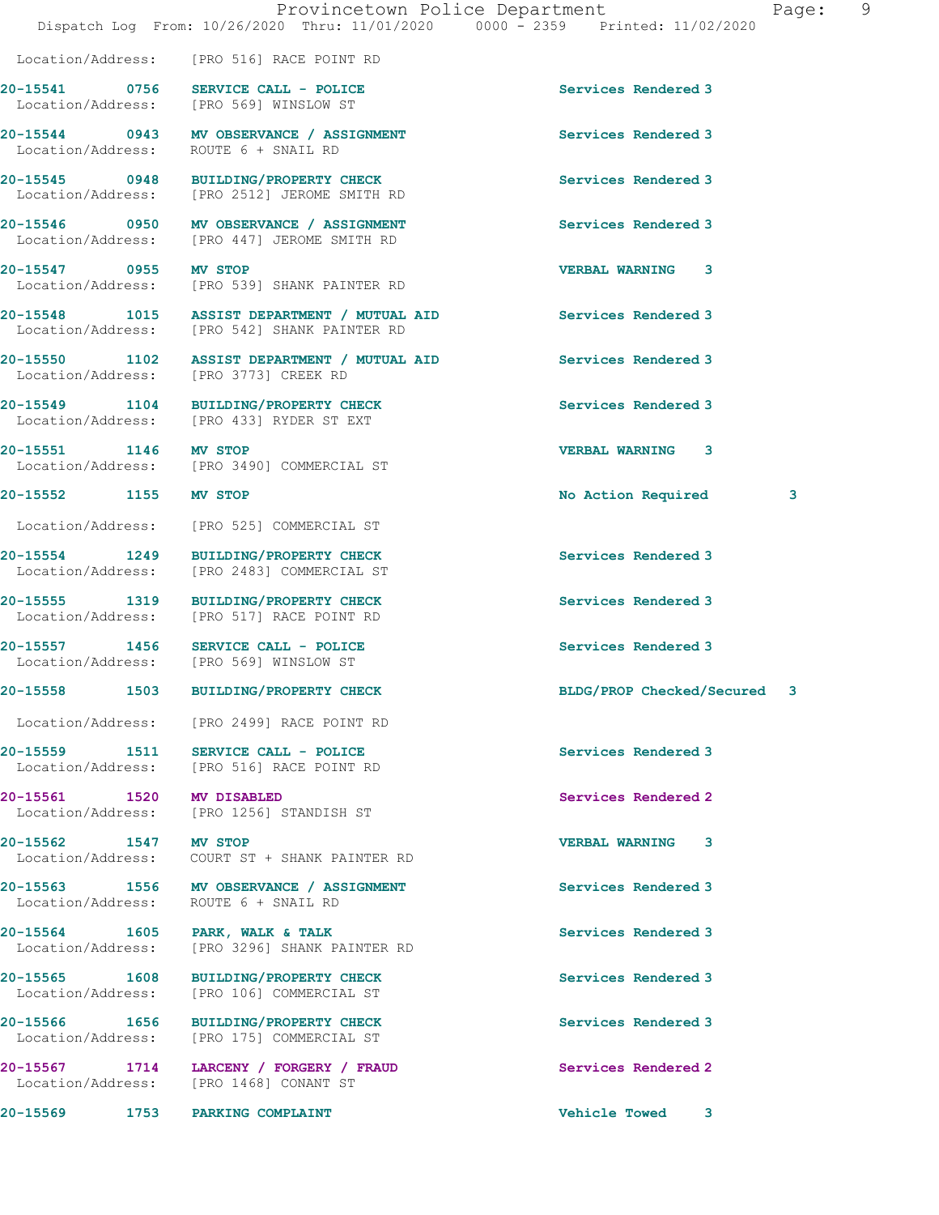Location/Address: [PRO 516] RACE POINT RD

20-15541 0756 SERVICE CALL - POLICE Services Rendered 3
Location/Address: [PRO 569] WINSLOW ST

20-15544 0943 MV OBSERVANCE / ASSIGNMENT Services Rendered 3
Location/Address: ROUTE 6 + SNAIL RD

20-15545 0948 BUILDING/PROPERTY CHECK Services Rendered 3
Location/Address: [PRO 2512] JEROME SMITH RD

20-15546 0950 MV OBSERVANCE / ASSIGNMENT Services Rendered 3
Location/Address: [PRO 447] JEROME SMITH RD

20-15547 0955 MV STOP VERBAL WARNING 3
Location/Address: [PRO 539] SHANK PAINTER RD

20-15548 1015 ASSIST DEPARTMENT / MUTUAL AID Services Rendered 3
Location/Address: [PRO 542] SHANK PAINTER RD

20-15550 1102 ASSIST DEPARTMENT / MUTUAL AID Services Rendered 3
Location/Address: [PRO 3773] CREEK RD

20-15549 1104 BUILDING/PROPERTY CHECK Services Rendered 3
Location/Address: [PRO 433] RYDER ST EXT

20-15551 1146 MV STOP VERBAL WARNING 3
Location/Address: [PRO 3490] COMMERCIAL ST

20-15552 1155 MV STOP No Action Required 3
Location/Address: [PRO 525] COMMERCIAL ST

20-15554 1249 BUILDING/PROPERTY CHECK Services Rendered 3
Location/Address: [PRO 2483] COMMERCIAL ST

20-15555 1319 BUILDING/PROPERTY CHECK Services Rendered 3
Location/Address: [PRO 517] RACE POINT RD

20-15557 1456 SERVICE CALL - POLICE Services Rendered 3
Location/Address: [PRO 569] WINSLOW ST

20-15558 1503 BUILDING/PROPERTY CHECK BLDG/PROP Checked/Secured 3
Location/Address: [PRO 2499] RACE POINT RD

20-15559 1511 SERVICE CALL - POLICE Services Rendered 3
Location/Address: [PRO 516] RACE POINT RD

20-15561 1520 MV DISABLED Services Rendered 2
Location/Address: [PRO 1256] STANDISH ST

20-15562 1547 MV STOP VERBAL WARNING 3
Location/Address: COURT ST + SHANK PAINTER RD

20-15563 1556 MV OBSERVANCE / ASSIGNMENT Services Rendered 3
Location/Address: ROUTE 6 + SNAIL RD

20-15564 1605 PARK, WALK & TALK Services Rendered 3
Location/Address: [PRO 3296] SHANK PAINTER RD

20-15565 1608 BUILDING/PROPERTY CHECK Services Rendered 3
Location/Address: [PRO 106] COMMERCIAL ST

20-15566 1656 BUILDING/PROPERTY CHECK Services Rendered 3
Location/Address: [PRO 175] COMMERCIAL ST

20-15567 1714 LARCENY / FORGERY / FRAUD Services Rendered 2
Location/Address: [PRO 1468] CONANT ST

20-15569 1753 PARKING COMPLAINT Vehicle Towed 3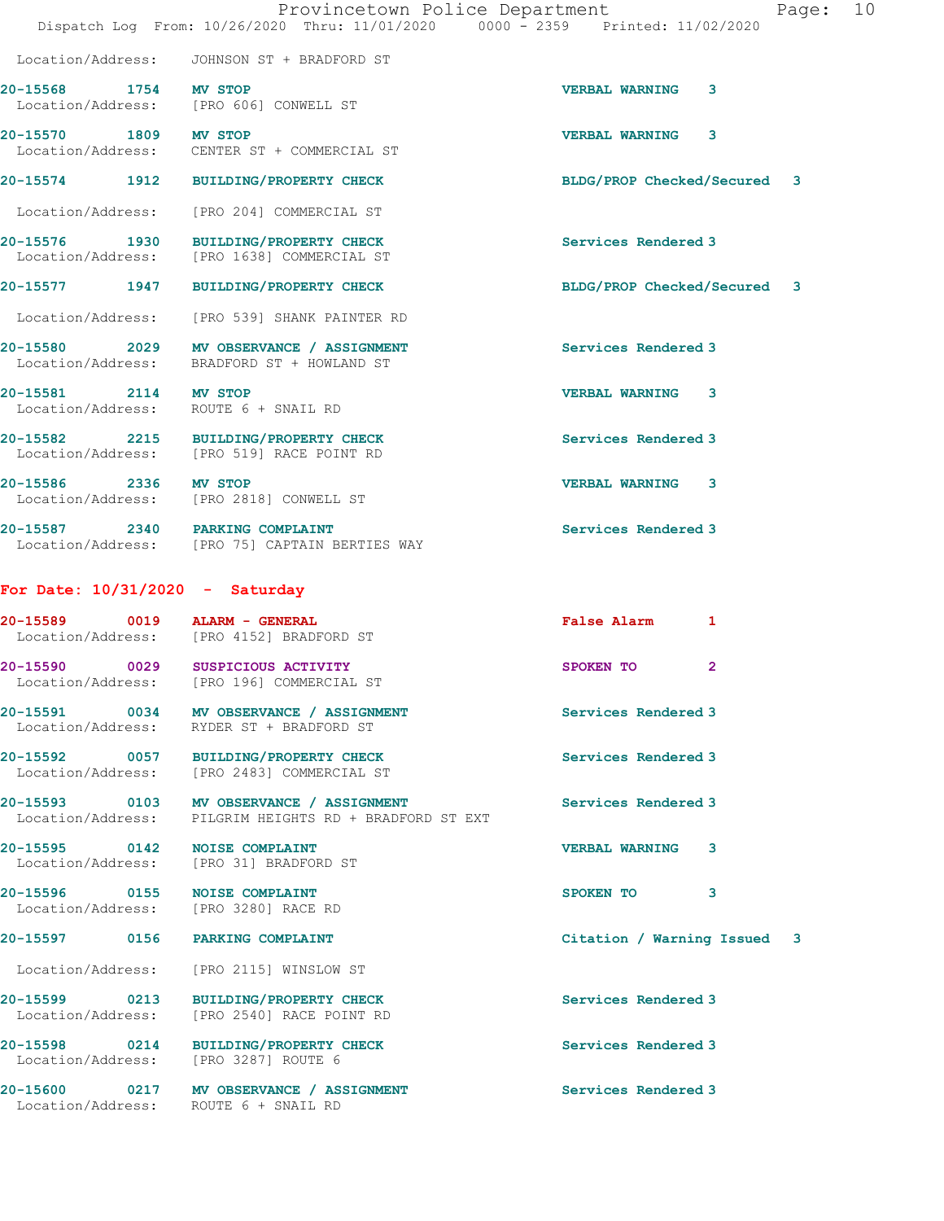Location/Address: JOHNSON ST + BRADFORD ST

20-15568 1754 MV STOP VERBAL WARNING 3
Location/Address: [PRO 606] CONWELL ST

20-15570 1809 MV STOP VERBAL WARNING 3
Location/Address: CENTER ST + COMMERCIAL ST

20-15574 1912 BUILDING/PROPERTY CHECK BLDG/PROP Checked/Secured 3
Location/Address: [PRO 204] COMMERCIAL ST

20-15576 1930 BUILDING/PROPERTY CHECK Services Rendered 3
Location/Address: [PRO 1638] COMMERCIAL ST

20-15577 1947 BUILDING/PROPERTY CHECK BLDG/PROP Checked/Secured 3
Location/Address: [PRO 539] SHANK PAINTER RD

20-15580 2029 MV OBSERVANCE / ASSIGNMENT Services Rendered 3
Location/Address: BRADFORD ST + HOWLAND ST

20-15581 2114 MV STOP VERBAL WARNING 3
Location/Address: ROUTE 6 + SNAIL RD

20-15582 2215 BUILDING/PROPERTY CHECK Services Rendered 3
Location/Address: [PRO 519] RACE POINT RD

20-15586 2336 MV STOP VERBAL WARNING 3
Location/Address: [PRO 2818] CONWELL ST

20-15587 2340 PARKING COMPLAINT Services Rendered 3
Location/Address: [PRO 75] CAPTAIN BERTIES WAY

## For Date: 10/31/2020 - Saturday

20-15589 0019 ALARM - GENERAL False Alarm 1
Location/Address: [PRO 4152] BRADFORD ST

20-15590 0029 SUSPICIOUS ACTIVITY SPOKEN TO 2
Location/Address: [PRO 196] COMMERCIAL ST

20-15591 0034 MV OBSERVANCE / ASSIGNMENT Services Rendered 3
Location/Address: RYDER ST + BRADFORD ST

20-15592 0057 BUILDING/PROPERTY CHECK Services Rendered 3
Location/Address: [PRO 2483] COMMERCIAL ST

20-15593 0103 MV OBSERVANCE / ASSIGNMENT Services Rendered 3
Location/Address: PILGRIM HEIGHTS RD + BRADFORD ST EXT

20-15595 0142 NOISE COMPLAINT VERBAL WARNING 3
Location/Address: [PRO 31] BRADFORD ST

20-15596 0155 NOISE COMPLAINT SPOKEN TO 3
Location/Address: [PRO 3280] RACE RD

20-15597 0156 PARKING COMPLAINT Citation / Warning Issued 3
Location/Address: [PRO 2115] WINSLOW ST

20-15599 0213 BUILDING/PROPERTY CHECK Services Rendered 3
Location/Address: [PRO 2540] RACE POINT RD

20-15598 0214 BUILDING/PROPERTY CHECK Services Rendered 3
Location/Address: [PRO 3287] ROUTE 6

20-15600 0217 MV OBSERVANCE / ASSIGNMENT Services Rendered 3
Location/Address: ROUTE 6 + SNAIL RD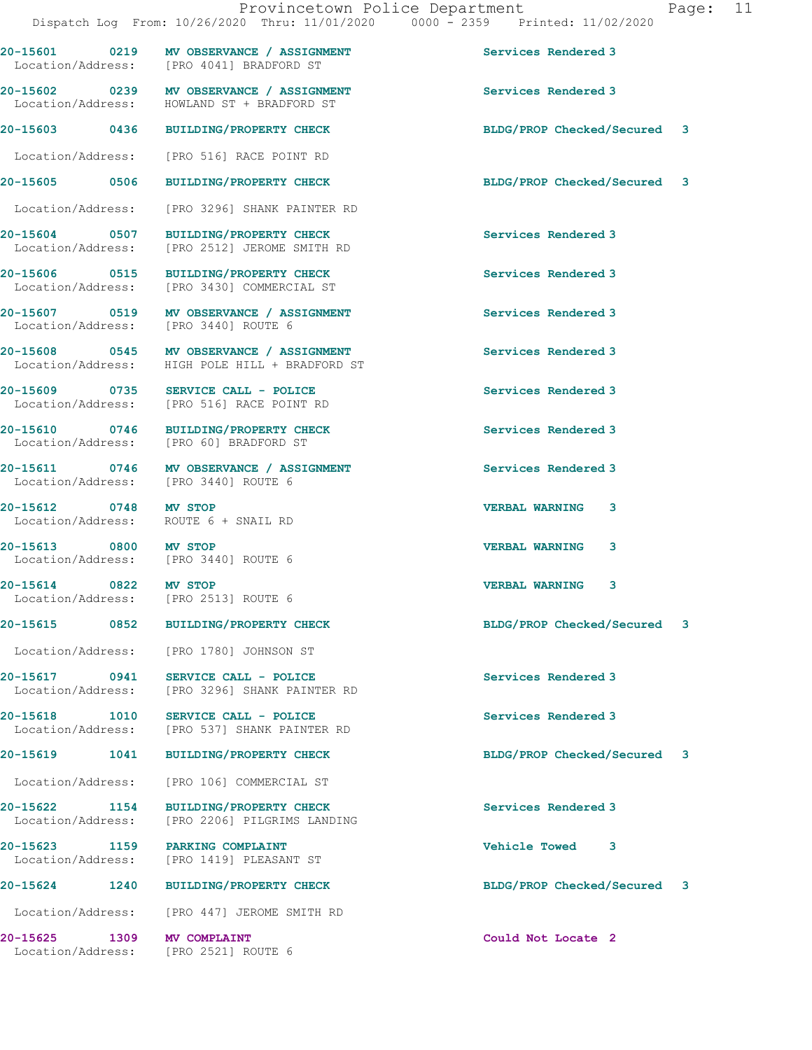20-15601 0219 MV OBSERVANCE / ASSIGNMENT Services Rendered 3
Location/Address: [PRO 4041] BRADFORD ST

20-15602 0239 MV OBSERVANCE / ASSIGNMENT Services Rendered 3
Location/Address: HOWLAND ST + BRADFORD ST

20-15603 0436 BUILDING/PROPERTY CHECK BLDG/PROP Checked/Secured 3
Location/Address: [PRO 516] RACE POINT RD

20-15605 0506 BUILDING/PROPERTY CHECK BLDG/PROP Checked/Secured 3
Location/Address: [PRO 3296] SHANK PAINTER RD

20-15604 0507 BUILDING/PROPERTY CHECK Services Rendered 3
Location/Address: [PRO 2512] JEROME SMITH RD

20-15606 0515 BUILDING/PROPERTY CHECK Services Rendered 3
Location/Address: [PRO 3430] COMMERCIAL ST

20-15607 0519 MV OBSERVANCE / ASSIGNMENT Services Rendered 3
Location/Address: [PRO 3440] ROUTE 6

20-15608 0545 MV OBSERVANCE / ASSIGNMENT Services Rendered 3
Location/Address: HIGH POLE HILL + BRADFORD ST

20-15609 0735 SERVICE CALL - POLICE Services Rendered 3
Location/Address: [PRO 516] RACE POINT RD

20-15610 0746 BUILDING/PROPERTY CHECK Services Rendered 3
Location/Address: [PRO 60] BRADFORD ST

20-15611 0746 MV OBSERVANCE / ASSIGNMENT Services Rendered 3
Location/Address: [PRO 3440] ROUTE 6

20-15612 0748 MV STOP VERBAL WARNING 3
Location/Address: ROUTE 6 + SNAIL RD

20-15613 0800 MV STOP VERBAL WARNING 3
Location/Address: [PRO 3440] ROUTE 6

20-15614 0822 MV STOP VERBAL WARNING 3
Location/Address: [PRO 2513] ROUTE 6

20-15615 0852 BUILDING/PROPERTY CHECK BLDG/PROP Checked/Secured 3
Location/Address: [PRO 1780] JOHNSON ST

20-15617 0941 SERVICE CALL - POLICE Services Rendered 3
Location/Address: [PRO 3296] SHANK PAINTER RD

20-15618 1010 SERVICE CALL - POLICE Services Rendered 3
Location/Address: [PRO 537] SHANK PAINTER RD

20-15619 1041 BUILDING/PROPERTY CHECK BLDG/PROP Checked/Secured 3
Location/Address: [PRO 106] COMMERCIAL ST

20-15622 1154 BUILDING/PROPERTY CHECK Services Rendered 3
Location/Address: [PRO 2206] PILGRIMS LANDING

20-15623 1159 PARKING COMPLAINT Vehicle Towed 3
Location/Address: [PRO 1419] PLEASANT ST

20-15624 1240 BUILDING/PROPERTY CHECK BLDG/PROP Checked/Secured 3
Location/Address: [PRO 447] JEROME SMITH RD

20-15625 1309 MV COMPLAINT Could Not Locate 2
Location/Address: [PRO 2521] ROUTE 6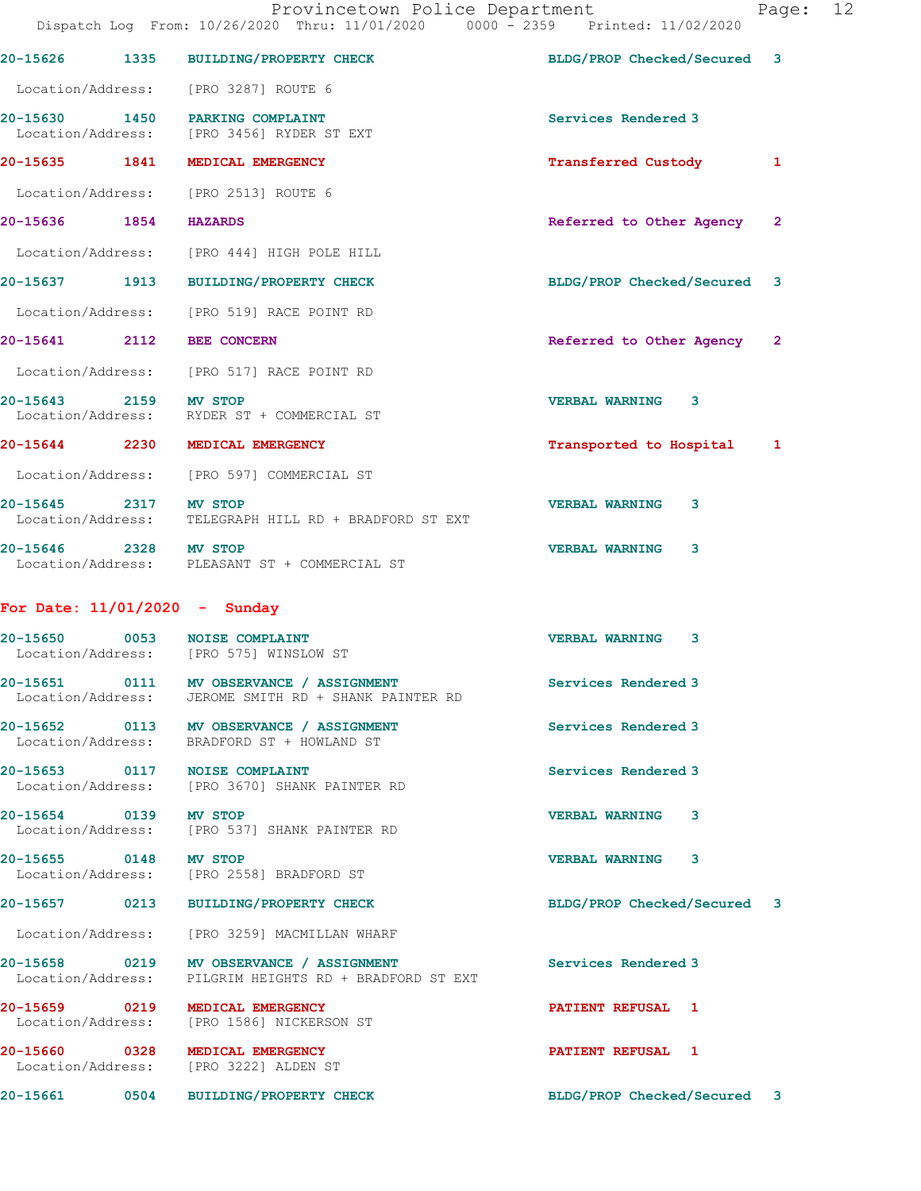20-15626 1335 BUILDING/PROPERTY CHECK BLDG/PROP Checked/Secured 3

Location/Address: [PRO 3287] ROUTE 6

20-15630 1450 PARKING COMPLAINT Services Rendered 3
Location/Address: [PRO 3456] RYDER ST EXT

20-15635 1841 MEDICAL EMERGENCY Transferred Custody 1

Location/Address: [PRO 2513] ROUTE 6

20-15636 1854 HAZARDS Referred to Other Agency 2

Location/Address: [PRO 444] HIGH POLE HILL

20-15637 1913 BUILDING/PROPERTY CHECK BLDG/PROP Checked/Secured 3

Location/Address: [PRO 519] RACE POINT RD

20-15641 2112 BEE CONCERN Referred to Other Agency 2

Location/Address: [PRO 517] RACE POINT RD

20-15643 2159 MV STOP VERBAL WARNING 3
Location/Address: RYDER ST + COMMERCIAL ST

20-15644 2230 MEDICAL EMERGENCY Transported to Hospital 1

Location/Address: [PRO 597] COMMERCIAL ST

20-15645 2317 MV STOP VERBAL WARNING 3
Location/Address: TELEGRAPH HILL RD + BRADFORD ST EXT

20-15646 2328 MV STOP VERBAL WARNING 3
Location/Address: PLEASANT ST + COMMERCIAL ST

## For Date: 11/01/2020 - Sunday

20-15650 0053 NOISE COMPLAINT VERBAL WARNING 3
Location/Address: [PRO 575] WINSLOW ST

20-15651 0111 MV OBSERVANCE / ASSIGNMENT Services Rendered 3
Location/Address: JEROME SMITH RD + SHANK PAINTER RD

20-15652 0113 MV OBSERVANCE / ASSIGNMENT Services Rendered 3
Location/Address: BRADFORD ST + HOWLAND ST

20-15653 0117 NOISE COMPLAINT Services Rendered 3
Location/Address: [PRO 3670] SHANK PAINTER RD

20-15654 0139 MV STOP VERBAL WARNING 3
Location/Address: [PRO 537] SHANK PAINTER RD

20-15655 0148 MV STOP VERBAL WARNING 3
Location/Address: [PRO 2558] BRADFORD ST

20-15657 0213 BUILDING/PROPERTY CHECK BLDG/PROP Checked/Secured 3

Location/Address: [PRO 3259] MACMILLAN WHARF

20-15658 0219 MV OBSERVANCE / ASSIGNMENT Services Rendered 3
Location/Address: PILGRIM HEIGHTS RD + BRADFORD ST EXT

20-15659 0219 MEDICAL EMERGENCY PATIENT REFUSAL 1
Location/Address: [PRO 1586] NICKERSON ST

20-15660 0328 MEDICAL EMERGENCY PATIENT REFUSAL 1
Location/Address: [PRO 3222] ALDEN ST

20-15661 0504 BUILDING/PROPERTY CHECK BLDG/PROP Checked/Secured 3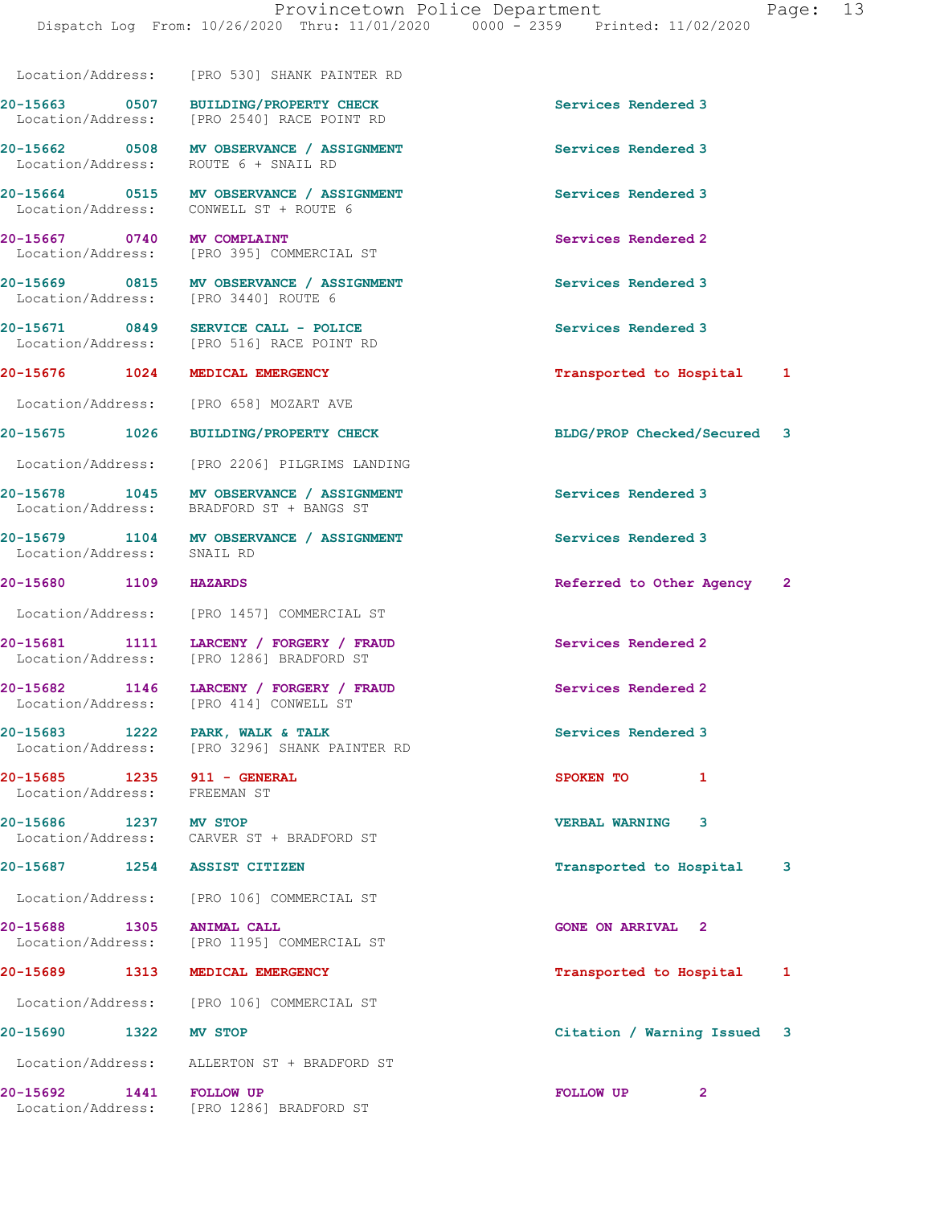Location/Address: [PRO 530] SHANK PAINTER RD

20-15663 0507 BUILDING/PROPERTY CHECK Services Rendered 3
Location/Address: [PRO 2540] RACE POINT RD

20-15662 0508 MV OBSERVANCE / ASSIGNMENT Services Rendered 3
Location/Address: ROUTE 6 + SNAIL RD

20-15664 0515 MV OBSERVANCE / ASSIGNMENT Services Rendered 3
Location/Address: CONWELL ST + ROUTE 6

20-15667 0740 MV COMPLAINT Services Rendered 2
Location/Address: [PRO 395] COMMERCIAL ST

20-15669 0815 MV OBSERVANCE / ASSIGNMENT Services Rendered 3
Location/Address: [PRO 3440] ROUTE 6

20-15671 0849 SERVICE CALL - POLICE Services Rendered 3
Location/Address: [PRO 516] RACE POINT RD

20-15676 1024 MEDICAL EMERGENCY Transported to Hospital 1
Location/Address: [PRO 658] MOZART AVE

20-15675 1026 BUILDING/PROPERTY CHECK BLDG/PROP Checked/Secured 3
Location/Address: [PRO 2206] PILGRIMS LANDING

20-15678 1045 MV OBSERVANCE / ASSIGNMENT Services Rendered 3
Location/Address: BRADFORD ST + BANGS ST

20-15679 1104 MV OBSERVANCE / ASSIGNMENT Services Rendered 3
Location/Address: SNAIL RD

20-15680 1109 HAZARDS Referred to Other Agency 2
Location/Address: [PRO 1457] COMMERCIAL ST

20-15681 1111 LARCENY / FORGERY / FRAUD Services Rendered 2
Location/Address: [PRO 1286] BRADFORD ST

20-15682 1146 LARCENY / FORGERY / FRAUD Services Rendered 2
Location/Address: [PRO 414] CONWELL ST

20-15683 1222 PARK, WALK & TALK Services Rendered 3
Location/Address: [PRO 3296] SHANK PAINTER RD

20-15685 1235 911 - GENERAL SPOKEN TO 1
Location/Address: FREEMAN ST

20-15686 1237 MV STOP VERBAL WARNING 3
Location/Address: CARVER ST + BRADFORD ST

20-15687 1254 ASSIST CITIZEN Transported to Hospital 3
Location/Address: [PRO 106] COMMERCIAL ST

20-15688 1305 ANIMAL CALL GONE ON ARRIVAL 2
Location/Address: [PRO 1195] COMMERCIAL ST

20-15689 1313 MEDICAL EMERGENCY Transported to Hospital 1
Location/Address: [PRO 106] COMMERCIAL ST

20-15690 1322 MV STOP Citation / Warning Issued 3
Location/Address: ALLERTON ST + BRADFORD ST

20-15692 1441 FOLLOW UP FOLLOW UP 2
Location/Address: [PRO 1286] BRADFORD ST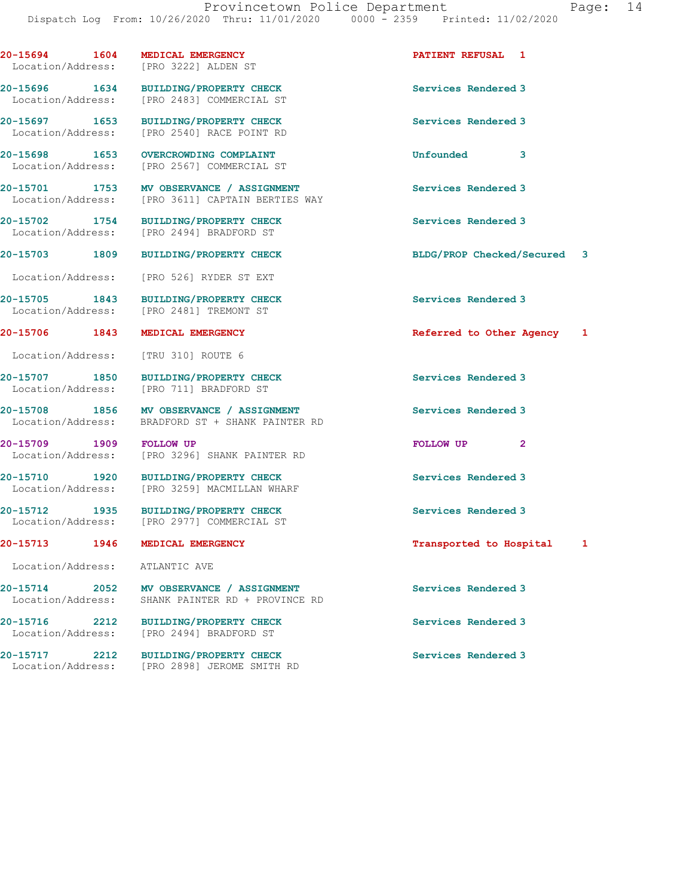20-15694 1604 MEDICAL EMERGENCY PATIENT REFUSAL 1
Location/Address: [PRO 3222] ALDEN ST

20-15696 1634 BUILDING/PROPERTY CHECK Services Rendered 3
Location/Address: [PRO 2483] COMMERCIAL ST

20-15697 1653 BUILDING/PROPERTY CHECK Services Rendered 3
Location/Address: [PRO 2540] RACE POINT RD

20-15698 1653 OVERCROWDING COMPLAINT Unfounded 3
Location/Address: [PRO 2567] COMMERCIAL ST

20-15701 1753 MV OBSERVANCE / ASSIGNMENT Services Rendered 3
Location/Address: [PRO 3611] CAPTAIN BERTIES WAY

20-15702 1754 BUILDING/PROPERTY CHECK Services Rendered 3
Location/Address: [PRO 2494] BRADFORD ST

20-15703 1809 BUILDING/PROPERTY CHECK BLDG/PROP Checked/Secured 3
Location/Address: [PRO 526] RYDER ST EXT

20-15705 1843 BUILDING/PROPERTY CHECK Services Rendered 3
Location/Address: [PRO 2481] TREMONT ST

20-15706 1843 MEDICAL EMERGENCY Referred to Other Agency 1
Location/Address: [TRU 310] ROUTE 6

20-15707 1850 BUILDING/PROPERTY CHECK Services Rendered 3
Location/Address: [PRO 711] BRADFORD ST

20-15708 1856 MV OBSERVANCE / ASSIGNMENT Services Rendered 3
Location/Address: BRADFORD ST + SHANK PAINTER RD

20-15709 1909 FOLLOW UP FOLLOW UP 2
Location/Address: [PRO 3296] SHANK PAINTER RD

20-15710 1920 BUILDING/PROPERTY CHECK Services Rendered 3
Location/Address: [PRO 3259] MACMILLAN WHARF

20-15712 1935 BUILDING/PROPERTY CHECK Services Rendered 3
Location/Address: [PRO 2977] COMMERCIAL ST

20-15713 1946 MEDICAL EMERGENCY Transported to Hospital 1
Location/Address: ATLANTIC AVE

20-15714 2052 MV OBSERVANCE / ASSIGNMENT Services Rendered 3
Location/Address: SHANK PAINTER RD + PROVINCE RD

20-15716 2212 BUILDING/PROPERTY CHECK Services Rendered 3
Location/Address: [PRO 2494] BRADFORD ST

20-15717 2212 BUILDING/PROPERTY CHECK Services Rendered 3
Location/Address: [PRO 2898] JEROME SMITH RD